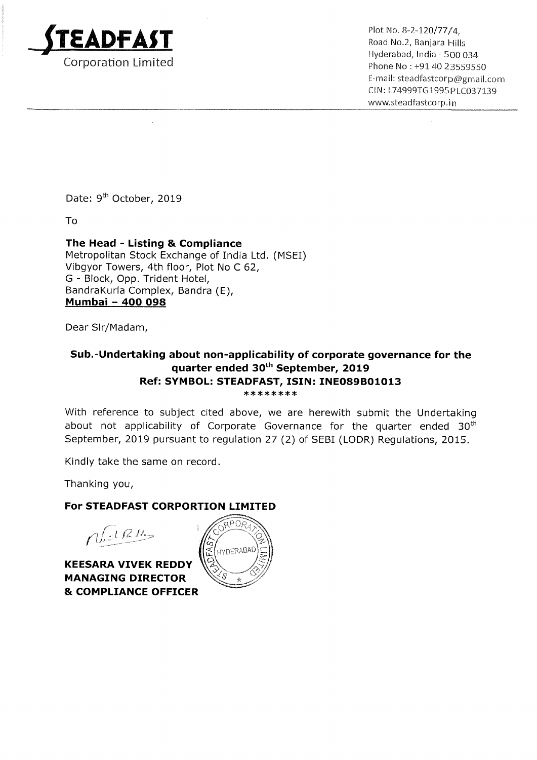**STEADFAST**
Corporation Limited

Plot No. 8-2-120/77/4,
Road No.2, Banjara Hills
Hyderabad, India - 500 034
Phone No : +91 40 23559550
E-mail: steadfastcorp@gmail.com
CIN: L74999TG1995PLC037139
www.steadfastcorp.in

Date: 9th October, 2019

To

**The Head - Listing & Compliance**
Metropolitan Stock Exchange of India Ltd. (MSEI)
Vibgyor Towers, 4th floor, Plot No C 62,
G - Block, Opp. Trident Hotel,
BandraKurla Complex, Bandra (E),
**Mumbai – 400 098**

Dear Sir/Madam,

**Sub.-Undertaking about non-applicability of corporate governance for the quarter ended 30th September, 2019**
**Ref: SYMBOL: STEADFAST, ISIN: INE089B01013**
********

With reference to subject cited above, we are herewith submit the Undertaking about not applicability of Corporate Governance for the quarter ended 30th September, 2019 pursuant to regulation 27 (2) of SEBI (LODR) Regulations, 2015.

Kindly take the same on record.

Thanking you,

**For STEADFAST CORPORTION LIMITED**

**KEESARA VIVEK REDDY**
**MANAGING DIRECTOR**
**& COMPLIANCE OFFICER**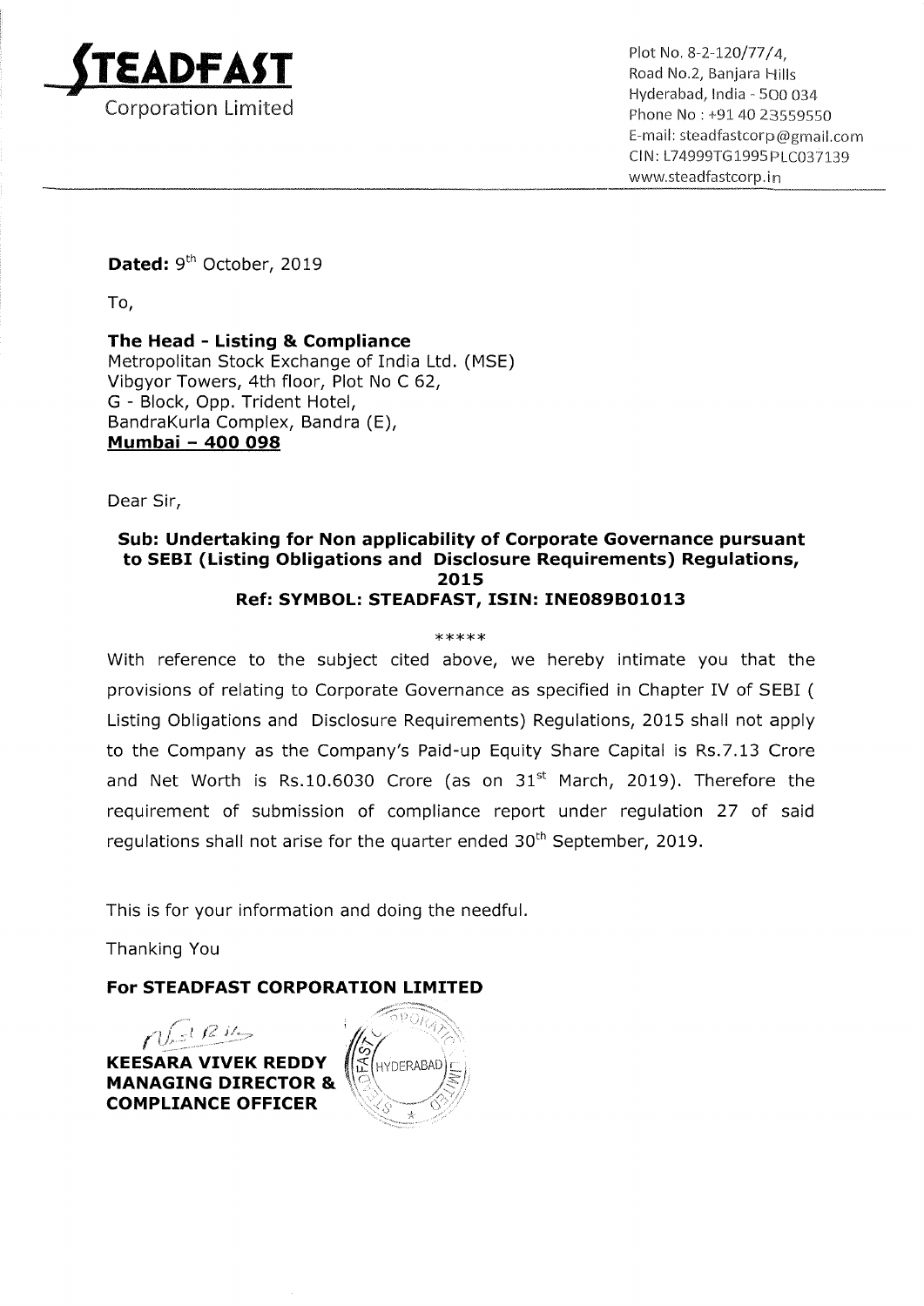**STEADFAST**
Corporation Limited

Plot No. 8-2-120/77/4,
Road No.2, Banjara Hills
Hyderabad, India - 500 034
Phone No : +91 40 23559550
E-mail: steadfastcorp@gmail.com
CIN: L74999TG1995PLC037139
www.steadfastcorp.in

**Dated:** 9th October, 2019

To,

**The Head - Listing & Compliance**
Metropolitan Stock Exchange of India Ltd. (MSE)
Vibgyor Towers, 4th floor, Plot No C 62,
G - Block, Opp. Trident Hotel,
BandraKurla Complex, Bandra (E),
**Mumbai – 400 098**

Dear Sir,

**Sub: Undertaking for Non applicability of Corporate Governance pursuant to SEBI (Listing Obligations and Disclosure Requirements) Regulations, 2015**
**Ref: SYMBOL: STEADFAST, ISIN: INE089B01013**

*****

With reference to the subject cited above, we hereby intimate you that the provisions of relating to Corporate Governance as specified in Chapter IV of SEBI ( Listing Obligations and Disclosure Requirements) Regulations, 2015 shall not apply to the Company as the Company's Paid-up Equity Share Capital is Rs.7.13 Crore and Net Worth is Rs.10.6030 Crore (as on 31st March, 2019). Therefore the requirement of submission of compliance report under regulation 27 of said regulations shall not arise for the quarter ended 30th September, 2019.

This is for your information and doing the needful.

Thanking You

**For STEADFAST CORPORATION LIMITED**

**KEESARA VIVEK REDDY**
**MANAGING DIRECTOR &**
**COMPLIANCE OFFICER**